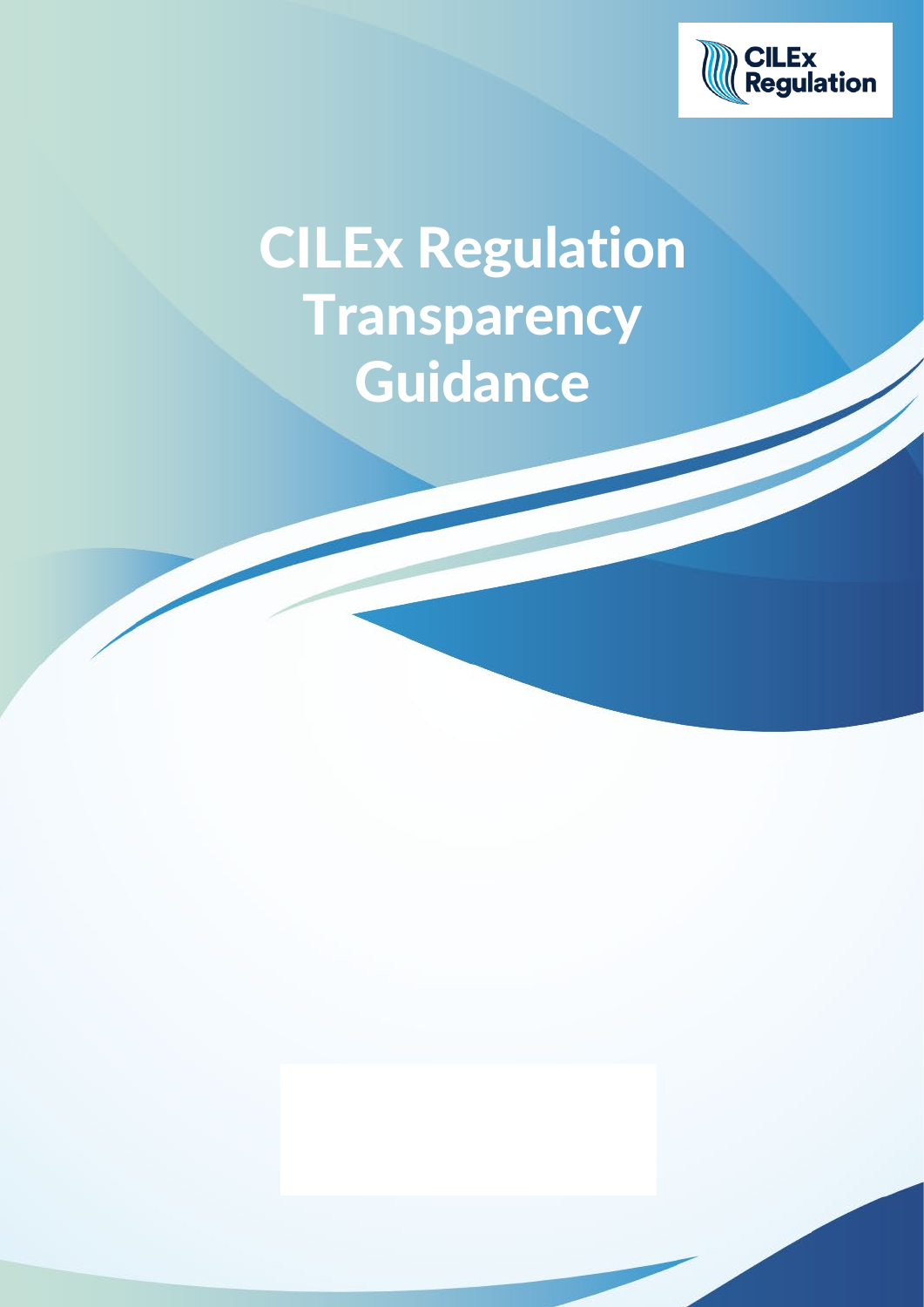# CILEx Regulation Transparency Guidance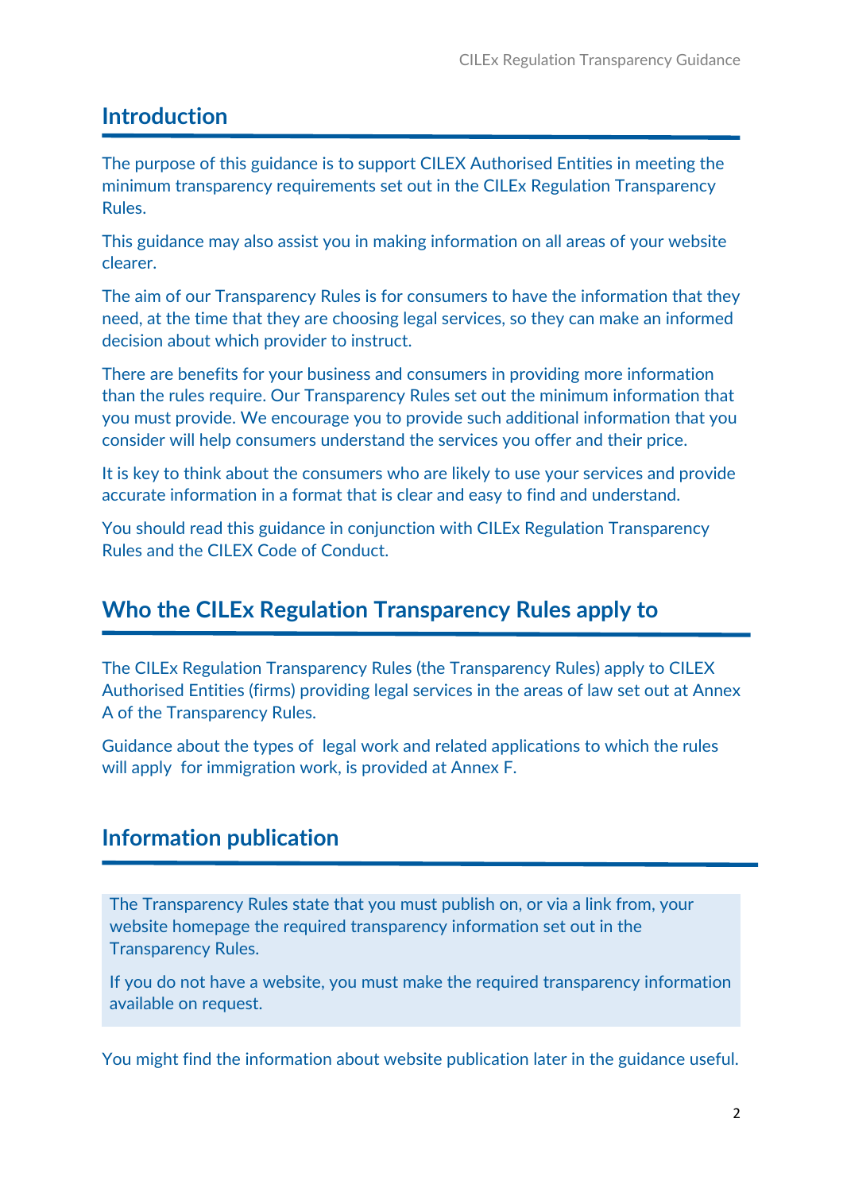## Introduction

The purpose of this guidance is to support CILEX Authorised Entities in meeting the minimum transparency requirements set out in the CILEx Regulation Transparency Rules.

This guidance may also assist you in making information on all areas of your website clearer.

The aim of our Transparency Rules is for consumers to have the information that they need, at the time that they are choosing legal services, so they can make an informed decision about which provider to instruct.

There are benefits for your business and consumers in providing more information than the rules require. Our Transparency Rules set out the minimum information that you must provide. We encourage you to provide such additional information that you consider will help consumers understand the services you offer and their price.

It is key to think about the consumers who are likely to use your services and provide accurate information in a format that is clear and easy to find and understand.

You should read this guidance in conjunction with CILEx Regulation Transparency Rules and the CILEX Code of Conduct.

## Who the CILEx Regulation Transparency Rules apply to

The CILEx Regulation Transparency Rules (the Transparency Rules) apply to CILEX Authorised Entities (firms) providing legal services in the areas of law set out at Annex A of the Transparency Rules.

Guidance about the types of legal work and related applications to which the rules will apply for immigration work, is provided at Annex F.

## Information publication

The Transparency Rules state that you must publish on, or via a link from, your website homepage the required transparency information set out in the Transparency Rules.

If you do not have a website, you must make the required transparency information available on request.

You might find the information about website publication later in the guidance useful.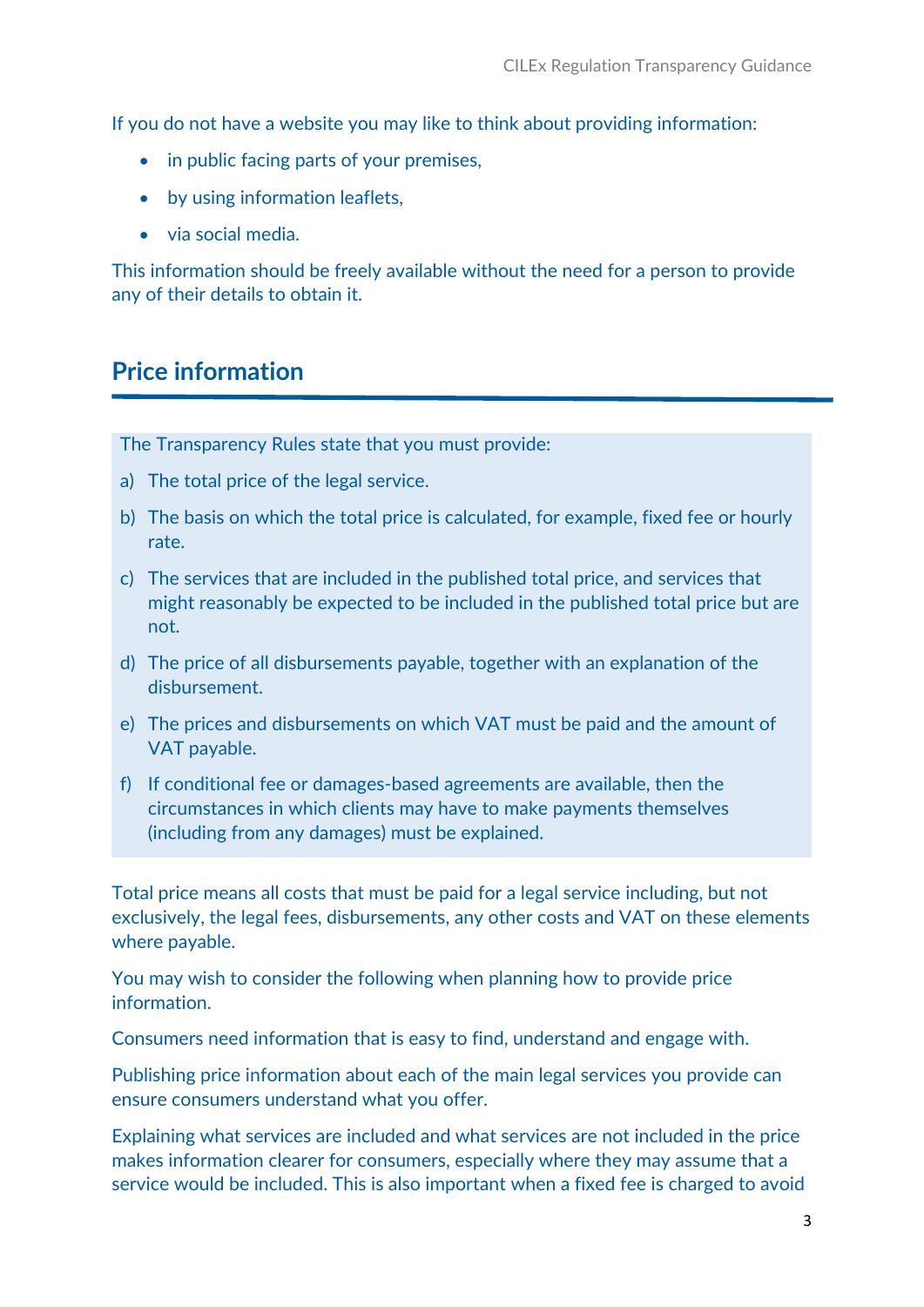If you do not have a website you may like to think about providing information:

- in public facing parts of your premises,
- by using information leaflets,
- via social media.

This information should be freely available without the need for a person to provide any of their details to obtain it.

## Price information

The Transparency Rules state that you must provide:

a) The total price of the legal service.

b) The basis on which the total price is calculated, for example, fixed fee or hourly rate.

c) The services that are included in the published total price, and services that might reasonably be expected to be included in the published total price but are not.

d) The price of all disbursements payable, together with an explanation of the disbursement.

e) The prices and disbursements on which VAT must be paid and the amount of VAT payable.

f) If conditional fee or damages-based agreements are available, then the circumstances in which clients may have to make payments themselves (including from any damages) must be explained.

Total price means all costs that must be paid for a legal service including, but not exclusively, the legal fees, disbursements, any other costs and VAT on these elements where payable.

You may wish to consider the following when planning how to provide price information.

Consumers need information that is easy to find, understand and engage with.

Publishing price information about each of the main legal services you provide can ensure consumers understand what you offer.

Explaining what services are included and what services are not included in the price makes information clearer for consumers, especially where they may assume that a service would be included. This is also important when a fixed fee is charged to avoid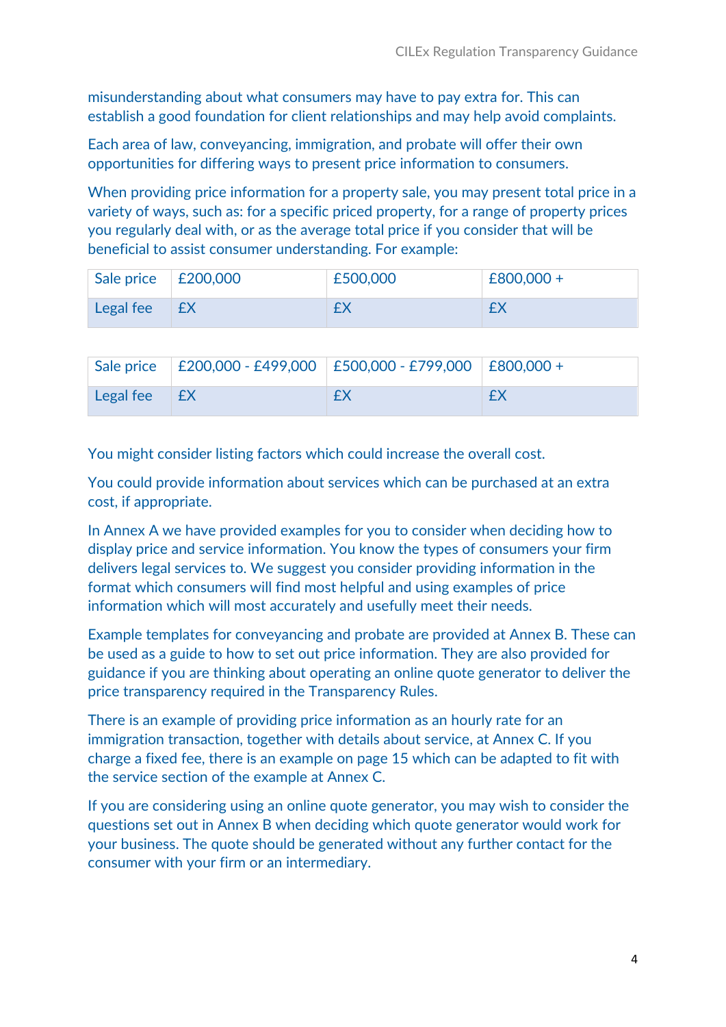misunderstanding about what consumers may have to pay extra for. This can establish a good foundation for client relationships and may help avoid complaints.

Each area of law, conveyancing, immigration, and probate will offer their own opportunities for differing ways to present price information to consumers.

When providing price information for a property sale, you may present total price in a variety of ways, such as: for a specific priced property, for a range of property prices you regularly deal with, or as the average total price if you consider that will be beneficial to assist consumer understanding. For example:

| Sale price | £200,000 | £500,000 | £800,000 + |
|---|---|---|---|
| Legal fee | £X | £X | £X |

| Sale price | £200,000 - £499,000 | £500,000 - £799,000 | £800,000 + |
|---|---|---|---|
| Legal fee | £X | £X | £X |

You might consider listing factors which could increase the overall cost.

You could provide information about services which can be purchased at an extra cost, if appropriate.

In Annex A we have provided examples for you to consider when deciding how to display price and service information. You know the types of consumers your firm delivers legal services to. We suggest you consider providing information in the format which consumers will find most helpful and using examples of price information which will most accurately and usefully meet their needs.

Example templates for conveyancing and probate are provided at Annex B. These can be used as a guide to how to set out price information. They are also provided for guidance if you are thinking about operating an online quote generator to deliver the price transparency required in the Transparency Rules.

There is an example of providing price information as an hourly rate for an immigration transaction, together with details about service, at Annex C. If you charge a fixed fee, there is an example on page 15 which can be adapted to fit with the service section of the example at Annex C.

If you are considering using an online quote generator, you may wish to consider the questions set out in Annex B when deciding which quote generator would work for your business. The quote should be generated without any further contact for the consumer with your firm or an intermediary.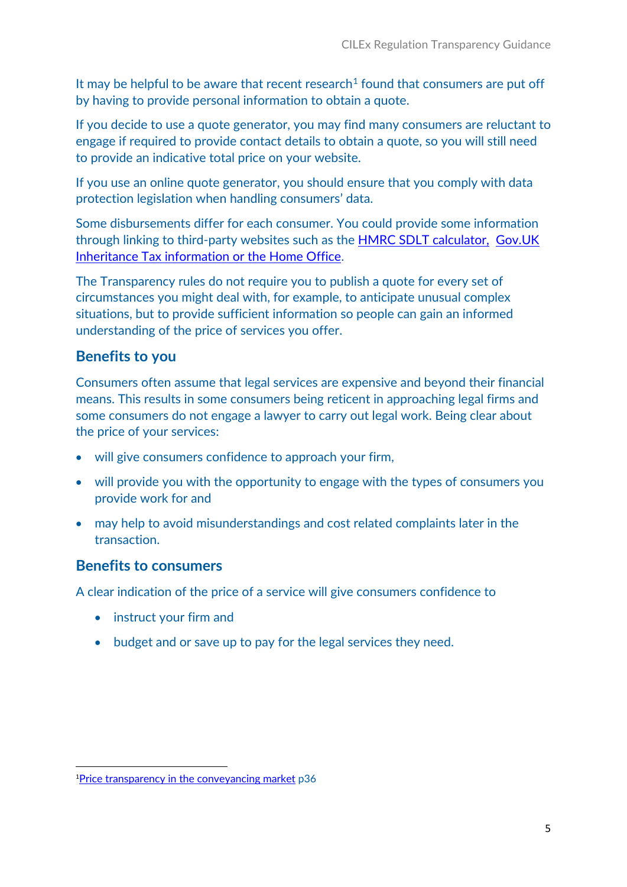It may be helpful to be aware that recent research[1] found that consumers are put off by having to provide personal information to obtain a quote.

If you decide to use a quote generator, you may find many consumers are reluctant to engage if required to provide contact details to obtain a quote, so you will still need to provide an indicative total price on your website.

If you use an online quote generator, you should ensure that you comply with data protection legislation when handling consumers' data.

Some disbursements differ for each consumer. You could provide some information through linking to third-party websites such as the HMRC SDLT calculator, Gov.UK Inheritance Tax information or the Home Office.

The Transparency rules do not require you to publish a quote for every set of circumstances you might deal with, for example, to anticipate unusual complex situations, but to provide sufficient information so people can gain an informed understanding of the price of services you offer.

## Benefits to you

Consumers often assume that legal services are expensive and beyond their financial means. This results in some consumers being reticent in approaching legal firms and some consumers do not engage a lawyer to carry out legal work. Being clear about the price of your services:

- will give consumers confidence to approach your firm,
- will provide you with the opportunity to engage with the types of consumers you provide work for and
- may help to avoid misunderstandings and cost related complaints later in the transaction.

## Benefits to consumers

A clear indication of the price of a service will give consumers confidence to

- instruct your firm and
- budget and or save up to pay for the legal services they need.

---

[1] Price transparency in the conveyancing market p36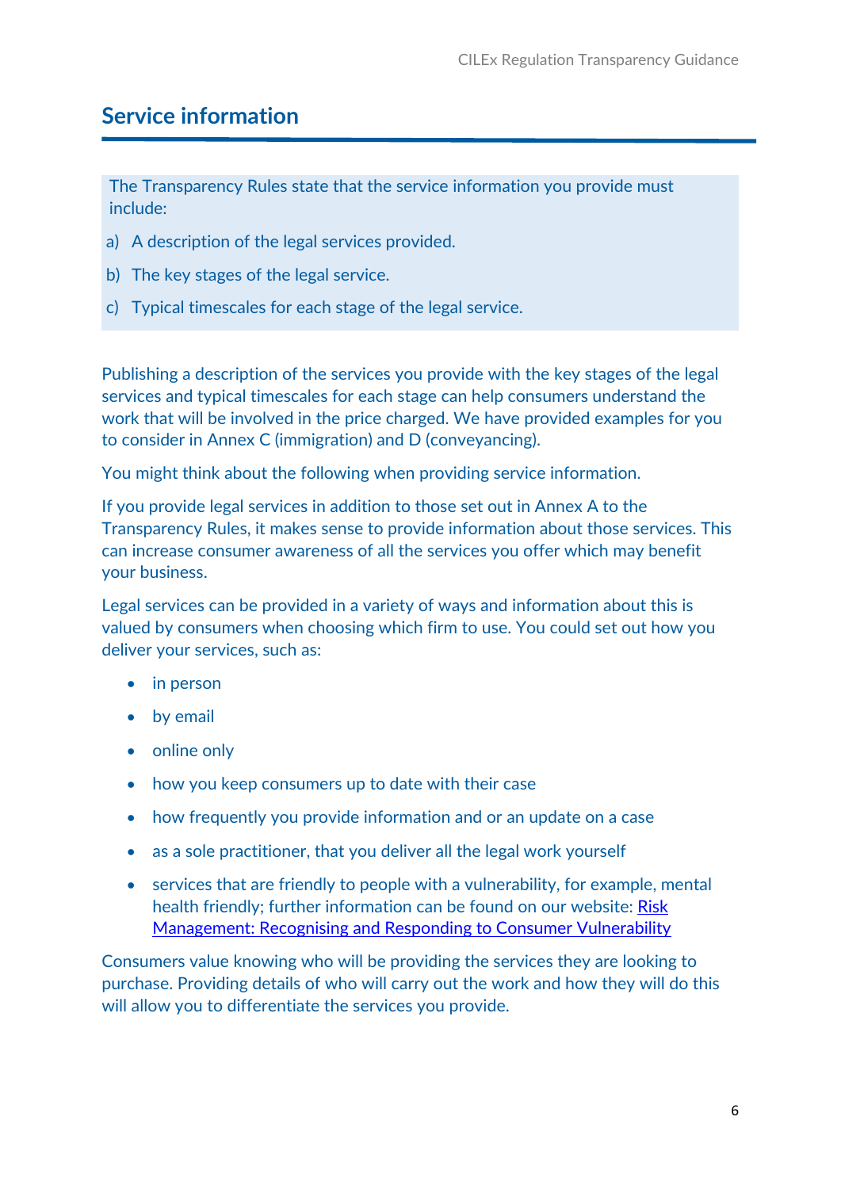## Service information

> The Transparency Rules state that the service information you provide must include:
>
> a) A description of the legal services provided.
>
> b) The key stages of the legal service.
>
> c) Typical timescales for each stage of the legal service.

Publishing a description of the services you provide with the key stages of the legal services and typical timescales for each stage can help consumers understand the work that will be involved in the price charged. We have provided examples for you to consider in Annex C (immigration) and D (conveyancing).

You might think about the following when providing service information.

If you provide legal services in addition to those set out in Annex A to the Transparency Rules, it makes sense to provide information about those services. This can increase consumer awareness of all the services you offer which may benefit your business.

Legal services can be provided in a variety of ways and information about this is valued by consumers when choosing which firm to use. You could set out how you deliver your services, such as:

- in person
- by email
- online only
- how you keep consumers up to date with their case
- how frequently you provide information and or an update on a case
- as a sole practitioner, that you deliver all the legal work yourself
- services that are friendly to people with a vulnerability, for example, mental health friendly; further information can be found on our website: Risk Management: Recognising and Responding to Consumer Vulnerability

Consumers value knowing who will be providing the services they are looking to purchase. Providing details of who will carry out the work and how they will do this will allow you to differentiate the services you provide.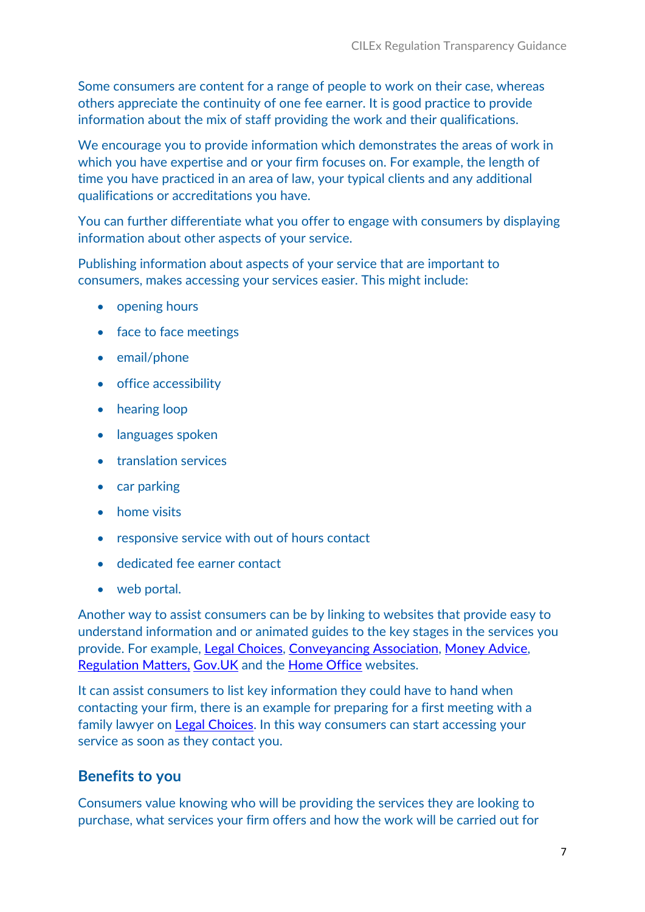Some consumers are content for a range of people to work on their case, whereas others appreciate the continuity of one fee earner. It is good practice to provide information about the mix of staff providing the work and their qualifications.

We encourage you to provide information which demonstrates the areas of work in which you have expertise and or your firm focuses on. For example, the length of time you have practiced in an area of law, your typical clients and any additional qualifications or accreditations you have.

You can further differentiate what you offer to engage with consumers by displaying information about other aspects of your service.

Publishing information about aspects of your service that are important to consumers, makes accessing your services easier. This might include:

- opening hours
- face to face meetings
- email/phone
- office accessibility
- hearing loop
- languages spoken
- translation services
- car parking
- home visits
- responsive service with out of hours contact
- dedicated fee earner contact
- web portal.

Another way to assist consumers can be by linking to websites that provide easy to understand information and or animated guides to the key stages in the services you provide. For example, Legal Choices, Conveyancing Association, Money Advice, Regulation Matters, Gov.UK and the Home Office websites.

It can assist consumers to list key information they could have to hand when contacting your firm, there is an example for preparing for a first meeting with a family lawyer on Legal Choices. In this way consumers can start accessing your service as soon as they contact you.

## Benefits to you

Consumers value knowing who will be providing the services they are looking to purchase, what services your firm offers and how the work will be carried out for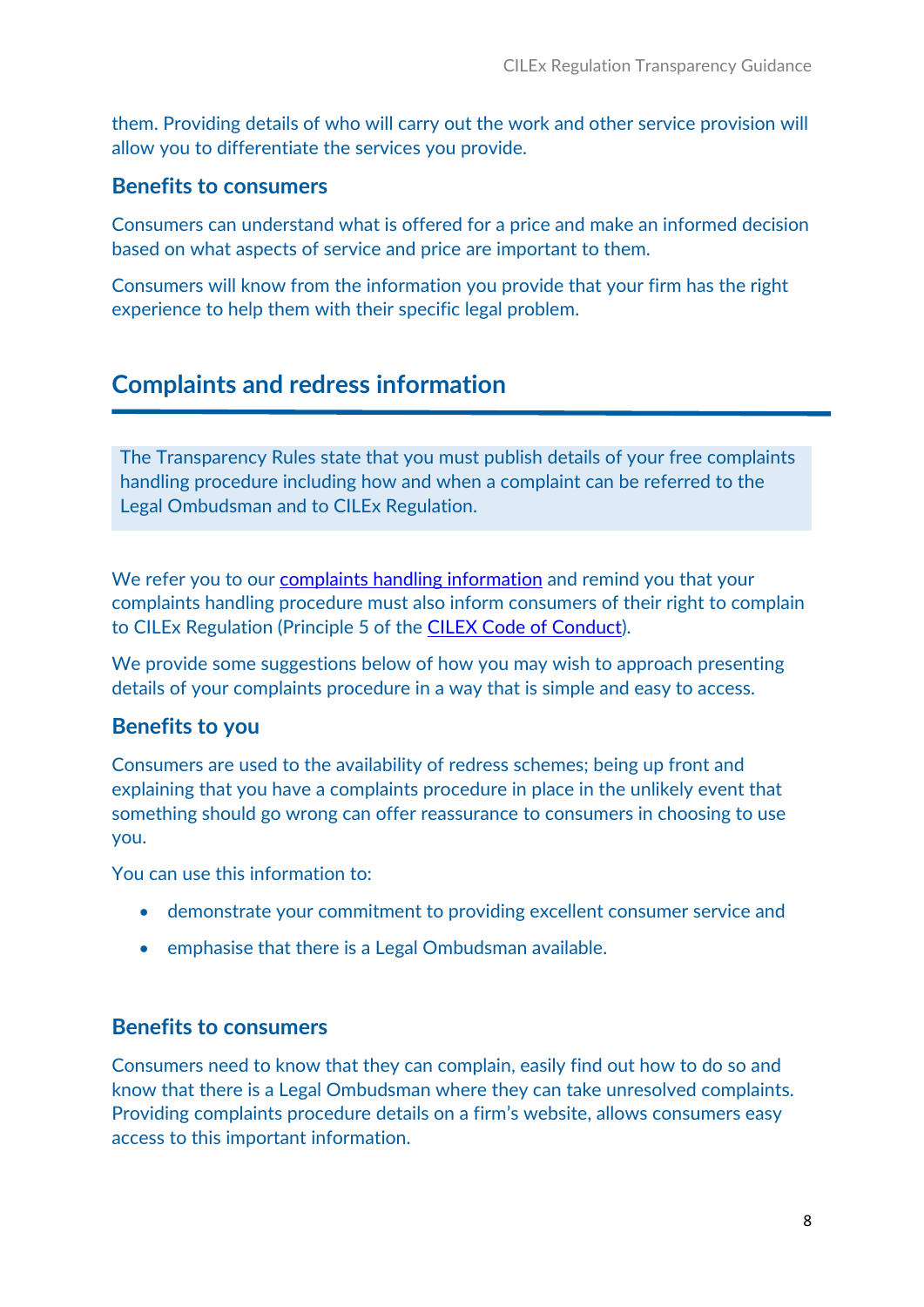them. Providing details of who will carry out the work and other service provision will allow you to differentiate the services you provide.

### Benefits to consumers

Consumers can understand what is offered for a price and make an informed decision based on what aspects of service and price are important to them.

Consumers will know from the information you provide that your firm has the right experience to help them with their specific legal problem.

## Complaints and redress information

> The Transparency Rules state that you must publish details of your free complaints handling procedure including how and when a complaint can be referred to the Legal Ombudsman and to CILEx Regulation.

We refer you to our complaints handling information and remind you that your complaints handling procedure must also inform consumers of their right to complain to CILEx Regulation (Principle 5 of the CILEX Code of Conduct).

We provide some suggestions below of how you may wish to approach presenting details of your complaints procedure in a way that is simple and easy to access.

### Benefits to you

Consumers are used to the availability of redress schemes; being up front and explaining that you have a complaints procedure in place in the unlikely event that something should go wrong can offer reassurance to consumers in choosing to use you.

You can use this information to:

- demonstrate your commitment to providing excellent consumer service and
- emphasise that there is a Legal Ombudsman available.

### Benefits to consumers

Consumers need to know that they can complain, easily find out how to do so and know that there is a Legal Ombudsman where they can take unresolved complaints. Providing complaints procedure details on a firm's website, allows consumers easy access to this important information.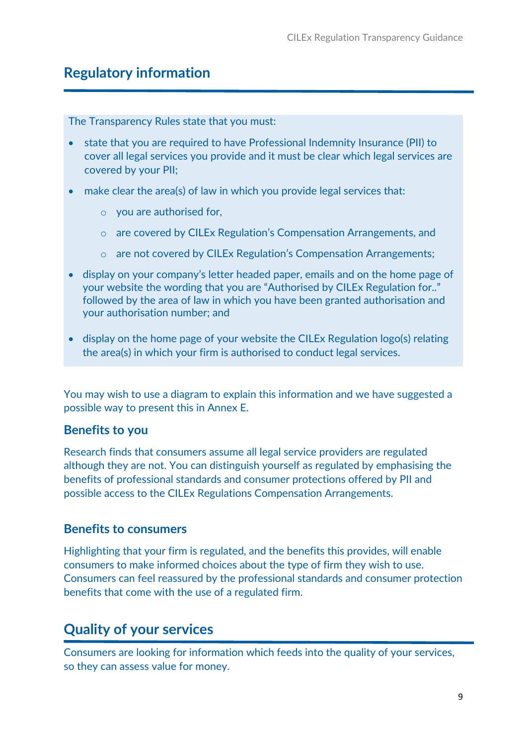## Regulatory information

The Transparency Rules state that you must:

- state that you are required to have Professional Indemnity Insurance (PII) to cover all legal services you provide and it must be clear which legal services are covered by your PII;
- make clear the area(s) of law in which you provide legal services that:
  - you are authorised for,
  - are covered by CILEx Regulation's Compensation Arrangements, and
  - are not covered by CILEx Regulation's Compensation Arrangements;
- display on your company's letter headed paper, emails and on the home page of your website the wording that you are "Authorised by CILEx Regulation for.." followed by the area of law in which you have been granted authorisation and your authorisation number; and
- display on the home page of your website the CILEx Regulation logo(s) relating the area(s) in which your firm is authorised to conduct legal services.

You may wish to use a diagram to explain this information and we have suggested a possible way to present this in Annex E.

### Benefits to you

Research finds that consumers assume all legal service providers are regulated although they are not. You can distinguish yourself as regulated by emphasising the benefits of professional standards and consumer protections offered by PII and possible access to the CILEx Regulations Compensation Arrangements.

### Benefits to consumers

Highlighting that your firm is regulated, and the benefits this provides, will enable consumers to make informed choices about the type of firm they wish to use. Consumers can feel reassured by the professional standards and consumer protection benefits that come with the use of a regulated firm.

## Quality of your services

Consumers are looking for information which feeds into the quality of your services, so they can assess value for money.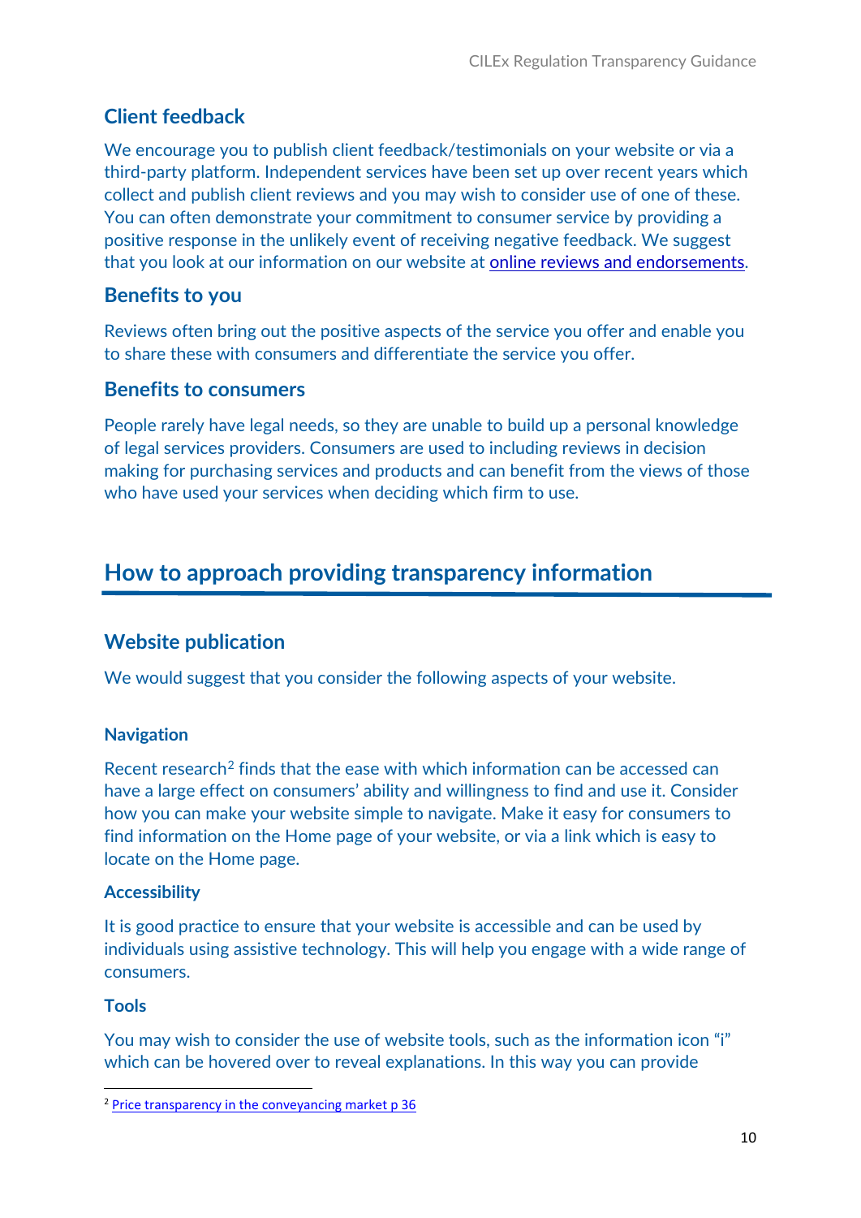### Client feedback

We encourage you to publish client feedback/testimonials on your website or via a third-party platform. Independent services have been set up over recent years which collect and publish client reviews and you may wish to consider use of one of these. You can often demonstrate your commitment to consumer service by providing a positive response in the unlikely event of receiving negative feedback. We suggest that you look at our information on our website at online reviews and endorsements.

### Benefits to you

Reviews often bring out the positive aspects of the service you offer and enable you to share these with consumers and differentiate the service you offer.

### Benefits to consumers

People rarely have legal needs, so they are unable to build up a personal knowledge of legal services providers. Consumers are used to including reviews in decision making for purchasing services and products and can benefit from the views of those who have used your services when deciding which firm to use.

## How to approach providing transparency information

### Website publication

We would suggest that you consider the following aspects of your website.

#### Navigation

Recent research[2] finds that the ease with which information can be accessed can have a large effect on consumers' ability and willingness to find and use it. Consider how you can make your website simple to navigate. Make it easy for consumers to find information on the Home page of your website, or via a link which is easy to locate on the Home page.

#### Accessibility

It is good practice to ensure that your website is accessible and can be used by individuals using assistive technology. This will help you engage with a wide range of consumers.

#### Tools

You may wish to consider the use of website tools, such as the information icon "i" which can be hovered over to reveal explanations. In this way you can provide

---

[2] Price transparency in the conveyancing market p 36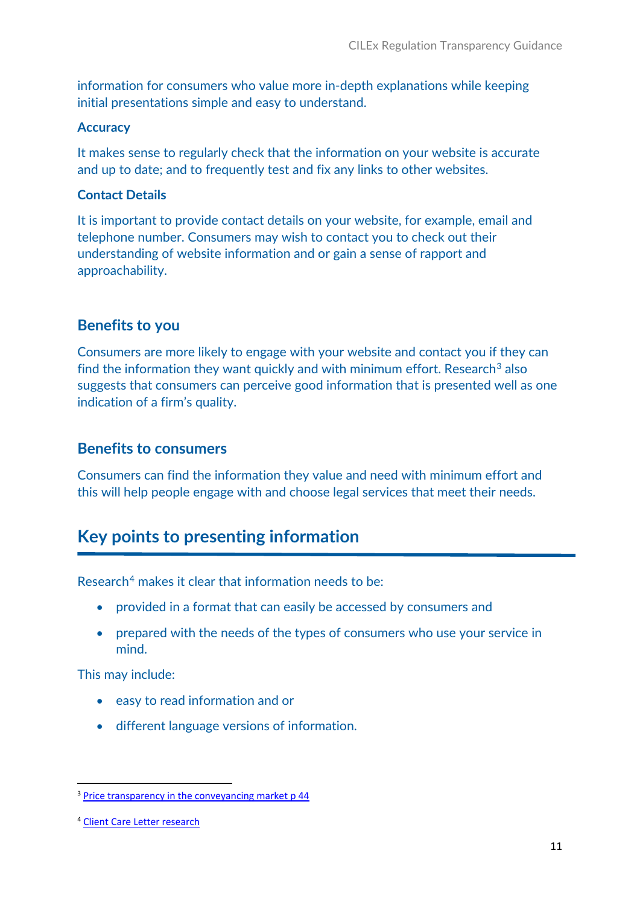information for consumers who value more in-depth explanations while keeping initial presentations simple and easy to understand.

### Accuracy

It makes sense to regularly check that the information on your website is accurate and up to date; and to frequently test and fix any links to other websites.

### Contact Details

It is important to provide contact details on your website, for example, email and telephone number. Consumers may wish to contact you to check out their understanding of website information and or gain a sense of rapport and approachability.

## Benefits to you

Consumers are more likely to engage with your website and contact you if they can find the information they want quickly and with minimum effort. Research[3] also suggests that consumers can perceive good information that is presented well as one indication of a firm's quality.

## Benefits to consumers

Consumers can find the information they value and need with minimum effort and this will help people engage with and choose legal services that meet their needs.

# Key points to presenting information

Research[4] makes it clear that information needs to be:

- provided in a format that can easily be accessed by consumers and
- prepared with the needs of the types of consumers who use your service in mind.

This may include:

- easy to read information and or
- different language versions of information.

---

[3] Price transparency in the conveyancing market p 44

[4] Client Care Letter research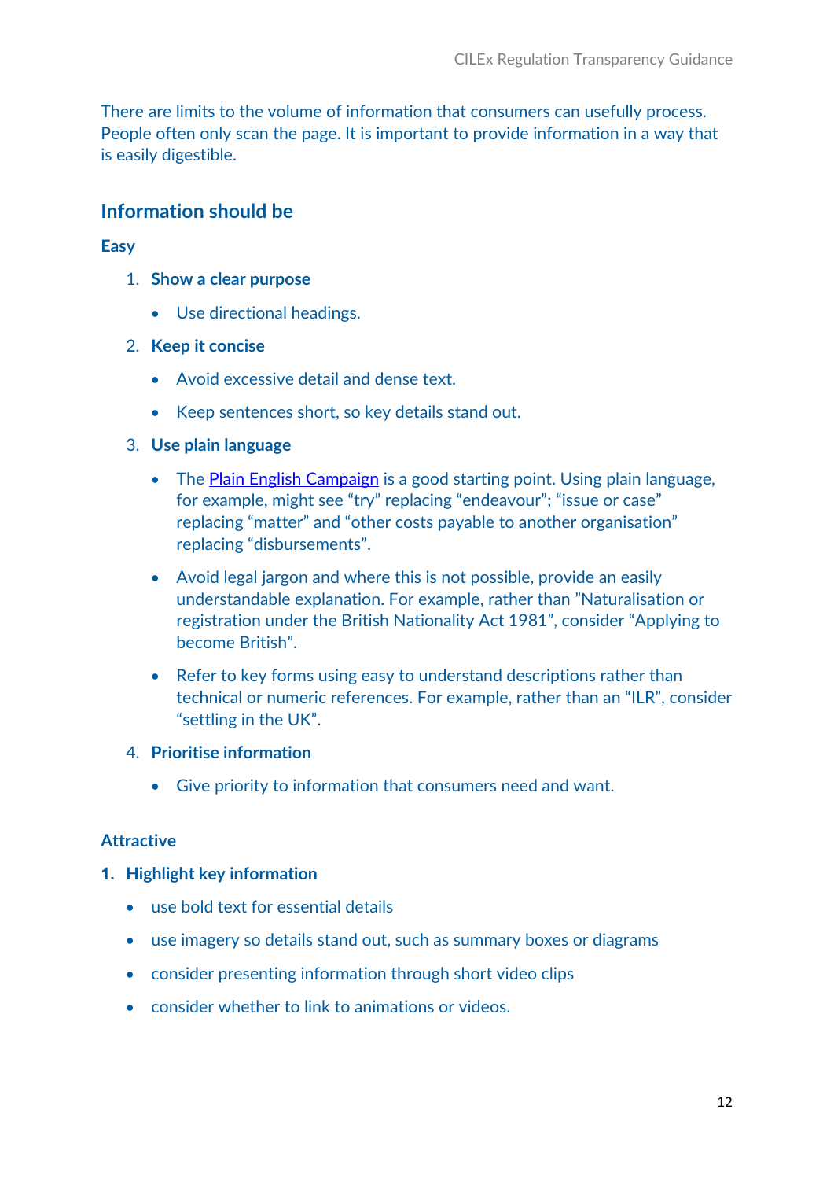There are limits to the volume of information that consumers can usefully process. People often only scan the page. It is important to provide information in a way that is easily digestible.

## Information should be

### Easy

1. **Show a clear purpose**
   - Use directional headings.
2. **Keep it concise**
   - Avoid excessive detail and dense text.
   - Keep sentences short, so key details stand out.
3. **Use plain language**
   - The Plain English Campaign is a good starting point. Using plain language, for example, might see “try” replacing “endeavour”; “issue or case” replacing “matter” and “other costs payable to another organisation” replacing “disbursements”.
   - Avoid legal jargon and where this is not possible, provide an easily understandable explanation. For example, rather than ”Naturalisation or registration under the British Nationality Act 1981”, consider “Applying to become British”.
   - Refer to key forms using easy to understand descriptions rather than technical or numeric references. For example, rather than an “ILR”, consider “settling in the UK”.
4. **Prioritise information**
   - Give priority to information that consumers need and want.

### Attractive

1. **Highlight key information**
   - use bold text for essential details
   - use imagery so details stand out, such as summary boxes or diagrams
   - consider presenting information through short video clips
   - consider whether to link to animations or videos.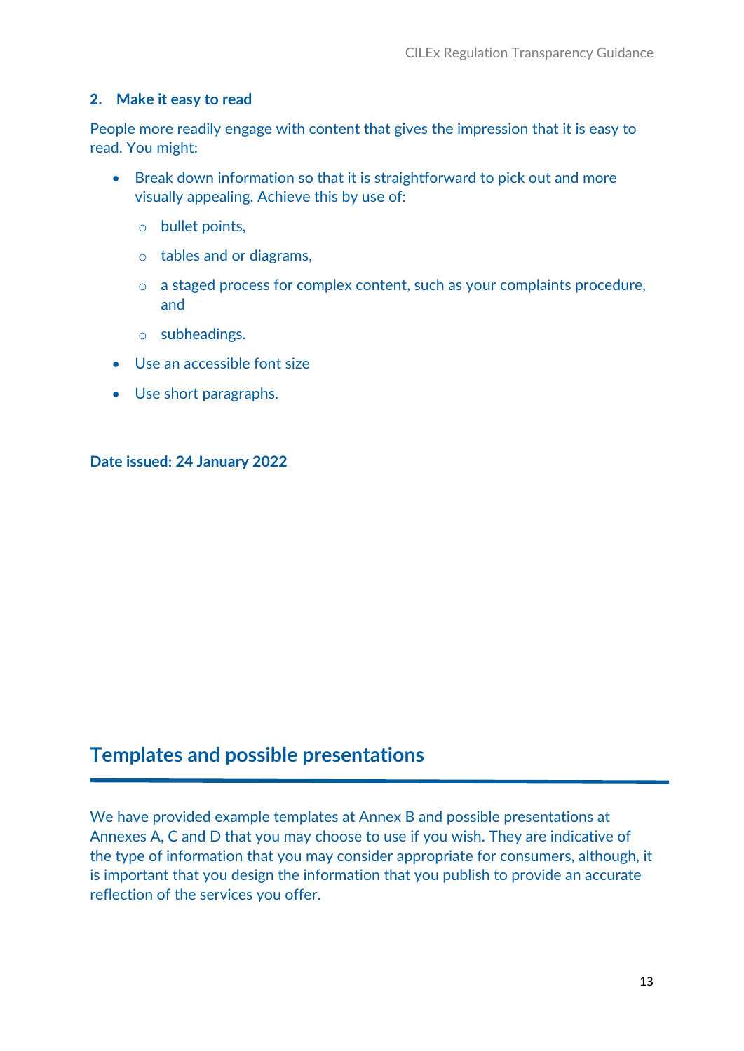### 2. Make it easy to read

People more readily engage with content that gives the impression that it is easy to read. You might:

- Break down information so that it is straightforward to pick out and more visually appealing. Achieve this by use of:
    - bullet points,
    - tables and or diagrams,
    - a staged process for complex content, such as your complaints procedure, and
    - subheadings.
- Use an accessible font size
- Use short paragraphs.

**Date issued: 24 January 2022**

## Templates and possible presentations

We have provided example templates at Annex B and possible presentations at Annexes A, C and D that you may choose to use if you wish. They are indicative of the type of information that you may consider appropriate for consumers, although, it is important that you design the information that you publish to provide an accurate reflection of the services you offer.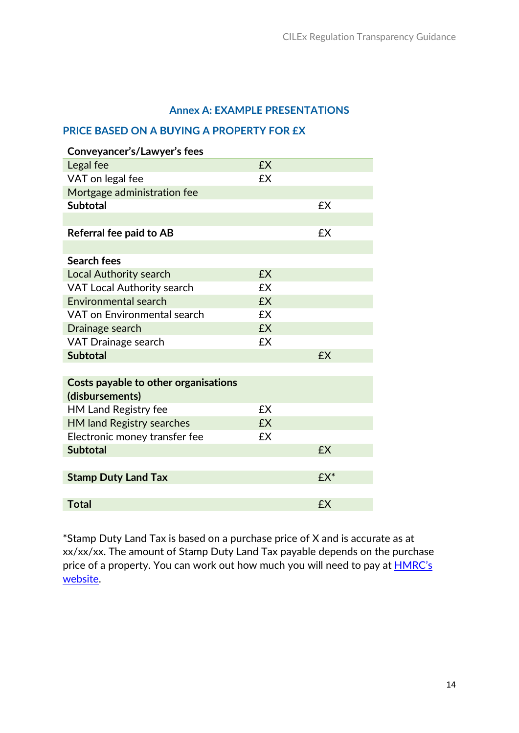## Annex A: EXAMPLE PRESENTATIONS

### PRICE BASED ON A BUYING A PROPERTY FOR £X

| **Conveyancer's/Lawyer's fees** | | |
|---|---|---|
| Legal fee | £X | |
| VAT on legal fee | £X | |
| Mortgage administration fee | | |
| **Subtotal** | | £X |
| | | |
| **Referral fee paid to AB** | | £X |
| | | |
| **Search fees** | | |
| Local Authority search | £X | |
| VAT Local Authority search | £X | |
| Environmental search | £X | |
| VAT on Environmental search | £X | |
| Drainage search | £X | |
| VAT Drainage search | £X | |
| **Subtotal** | | £X |
| | | |
| **Costs payable to other organisations (disbursements)** | | |
| HM Land Registry fee | £X | |
| HM land Registry searches | £X | |
| Electronic money transfer fee | £X | |
| **Subtotal** | | £X |
| | | |
| **Stamp Duty Land Tax** | | £X* |
| | | |
| **Total** | | £X |

*Stamp Duty Land Tax is based on a purchase price of X and is accurate as at xx/xx/xx. The amount of Stamp Duty Land Tax payable depends on the purchase price of a property. You can work out how much you will need to pay at HMRC's website.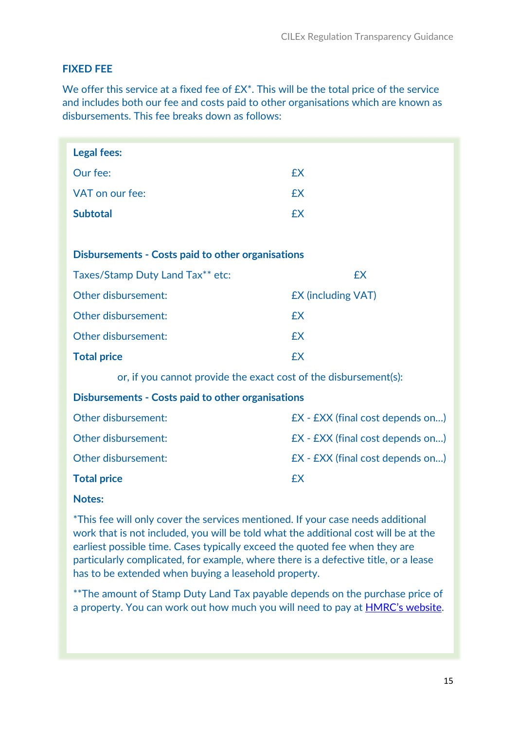## FIXED FEE

We offer this service at a fixed fee of £X*. This will be the total price of the service and includes both our fee and costs paid to other organisations which are known as disbursements. This fee breaks down as follows:

**Legal fees:**

| | |
|---|---|
| Our fee: | £X |
| VAT on our fee: | £X |
| **Subtotal** | £X |

**Disbursements - Costs paid to other organisations**

| | |
|---|---|
| Taxes/Stamp Duty Land Tax** etc: | £X |
| Other disbursement: | £X (including VAT) |
| Other disbursement: | £X |
| Other disbursement: | £X |
| **Total price** | £X |

or, if you cannot provide the exact cost of the disbursement(s):

**Disbursements - Costs paid to other organisations**

| | |
|---|---|
| Other disbursement: | £X - £XX (final cost depends on…) |
| Other disbursement: | £X - £XX (final cost depends on…) |
| Other disbursement: | £X - £XX (final cost depends on…) |
| **Total price** | £X |

**Notes:**

*This fee will only cover the services mentioned. If your case needs additional work that is not included, you will be told what the additional cost will be at the earliest possible time. Cases typically exceed the quoted fee when they are particularly complicated, for example, where there is a defective title, or a lease has to be extended when buying a leasehold property.

**The amount of Stamp Duty Land Tax payable depends on the purchase price of a property. You can work out how much you will need to pay at HMRC's website.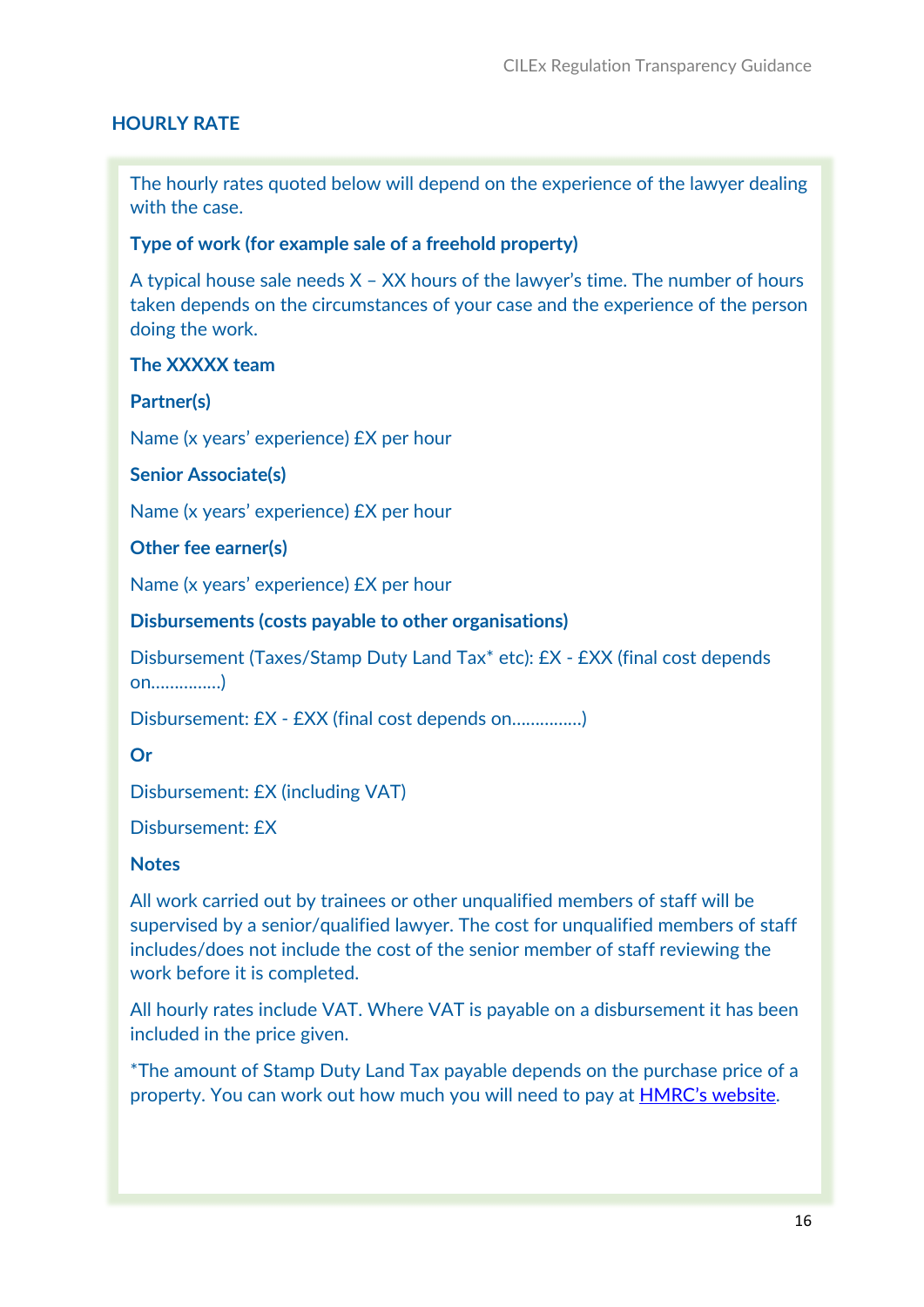## HOURLY RATE

The hourly rates quoted below will depend on the experience of the lawyer dealing with the case.

**Type of work (for example sale of a freehold property)**

A typical house sale needs X – XX hours of the lawyer's time. The number of hours taken depends on the circumstances of your case and the experience of the person doing the work.

**The XXXXX team**

**Partner(s)**

Name (x years' experience) £X per hour

**Senior Associate(s)**

Name (x years' experience) £X per hour

**Other fee earner(s)**

Name (x years' experience) £X per hour

**Disbursements (costs payable to other organisations)**

Disbursement (Taxes/Stamp Duty Land Tax* etc): £X - £XX (final cost depends on…………..)

Disbursement: £X - £XX (final cost depends on…………..)

**Or**

Disbursement: £X (including VAT)

Disbursement: £X

**Notes**

All work carried out by trainees or other unqualified members of staff will be supervised by a senior/qualified lawyer. The cost for unqualified members of staff includes/does not include the cost of the senior member of staff reviewing the work before it is completed.

All hourly rates include VAT. Where VAT is payable on a disbursement it has been included in the price given.

*The amount of Stamp Duty Land Tax payable depends on the purchase price of a property. You can work out how much you will need to pay at [HMRC's website](#).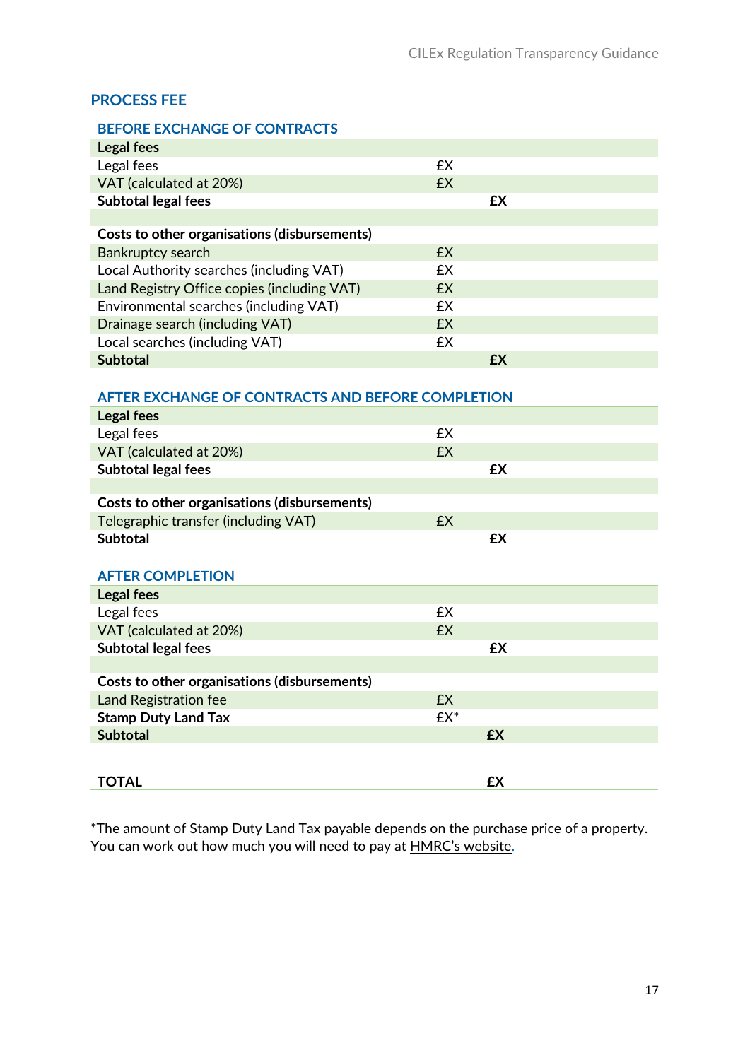## PROCESS FEE

### BEFORE EXCHANGE OF CONTRACTS

| **Legal fees** | | |
|---|---|---|
| Legal fees | £X | |
| VAT (calculated at 20%) | £X | |
| **Subtotal legal fees** | | **£X** |
| | | |
| **Costs to other organisations (disbursements)** | | |
| Bankruptcy search | £X | |
| Local Authority searches (including VAT) | £X | |
| Land Registry Office copies (including VAT) | £X | |
| Environmental searches (including VAT) | £X | |
| Drainage search (including VAT) | £X | |
| Local searches (including VAT) | £X | |
| **Subtotal** | | **£X** |

### AFTER EXCHANGE OF CONTRACTS AND BEFORE COMPLETION

| **Legal fees** | | |
|---|---|---|
| Legal fees | £X | |
| VAT (calculated at 20%) | £X | |
| **Subtotal legal fees** | | **£X** |
| | | |
| **Costs to other organisations (disbursements)** | | |
| Telegraphic transfer (including VAT) | £X | |
| **Subtotal** | | **£X** |

### AFTER COMPLETION

| **Legal fees** | | |
|---|---|---|
| Legal fees | £X | |
| VAT (calculated at 20%) | £X | |
| **Subtotal legal fees** | | **£X** |
| | | |
| **Costs to other organisations (disbursements)** | | |
| Land Registration fee | £X | |
| **Stamp Duty Land Tax** | £X* | |
| **Subtotal** | | **£X** |
| | | |
| **TOTAL** | | **£X** |

*The amount of Stamp Duty Land Tax payable depends on the purchase price of a property. You can work out how much you will need to pay at HMRC's website.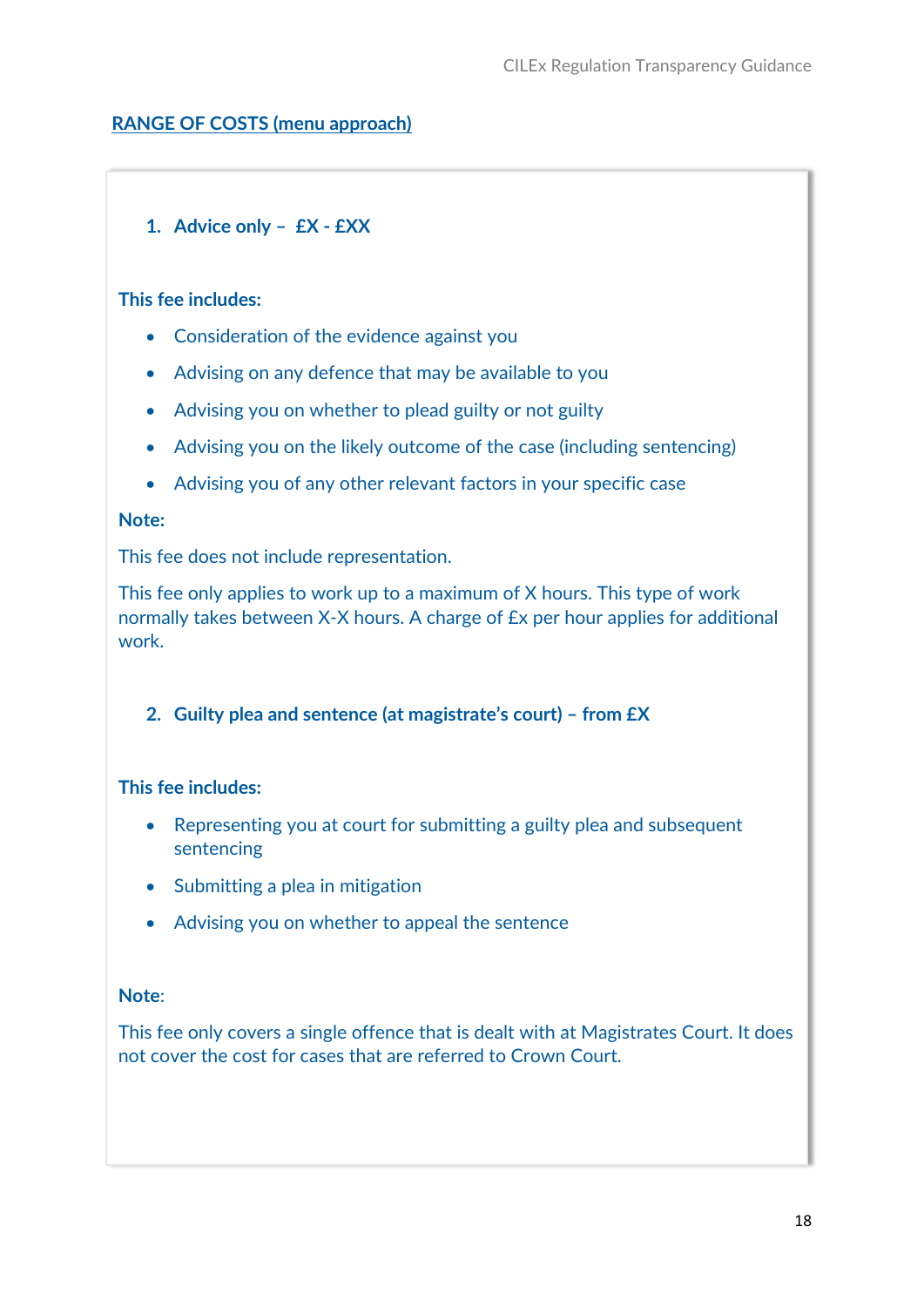## RANGE OF COSTS (menu approach)

1. **Advice only – £X - £XX**

**This fee includes:**

- Consideration of the evidence against you
- Advising on any defence that may be available to you
- Advising you on whether to plead guilty or not guilty
- Advising you on the likely outcome of the case (including sentencing)
- Advising you of any other relevant factors in your specific case

**Note:**

This fee does not include representation.

This fee only applies to work up to a maximum of X hours. This type of work normally takes between X-X hours. A charge of £x per hour applies for additional work.

2. **Guilty plea and sentence (at magistrate's court) – from £X**

**This fee includes:**

- Representing you at court for submitting a guilty plea and subsequent sentencing
- Submitting a plea in mitigation
- Advising you on whether to appeal the sentence

**Note**:

This fee only covers a single offence that is dealt with at Magistrates Court. It does not cover the cost for cases that are referred to Crown Court.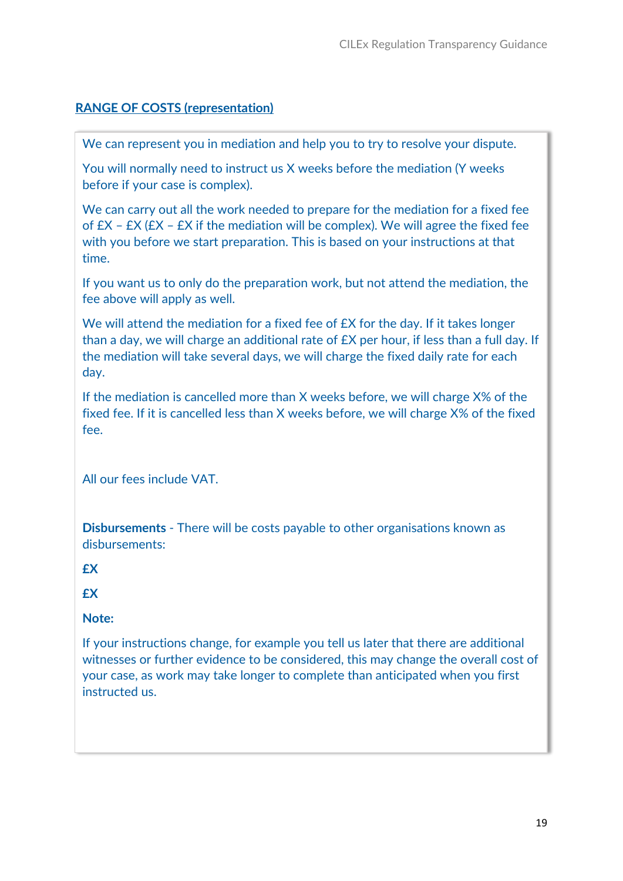## RANGE OF COSTS (representation)

We can represent you in mediation and help you to try to resolve your dispute.

You will normally need to instruct us X weeks before the mediation (Y weeks before if your case is complex).

We can carry out all the work needed to prepare for the mediation for a fixed fee of £X – £X (£X – £X if the mediation will be complex). We will agree the fixed fee with you before we start preparation. This is based on your instructions at that time.

If you want us to only do the preparation work, but not attend the mediation, the fee above will apply as well.

We will attend the mediation for a fixed fee of £X for the day. If it takes longer than a day, we will charge an additional rate of £X per hour, if less than a full day. If the mediation will take several days, we will charge the fixed daily rate for each day.

If the mediation is cancelled more than X weeks before, we will charge X% of the fixed fee. If it is cancelled less than X weeks before, we will charge X% of the fixed fee.

All our fees include VAT.

**Disbursements** - There will be costs payable to other organisations known as disbursements:

**£X**

**£X**

**Note:**

If your instructions change, for example you tell us later that there are additional witnesses or further evidence to be considered, this may change the overall cost of your case, as work may take longer to complete than anticipated when you first instructed us.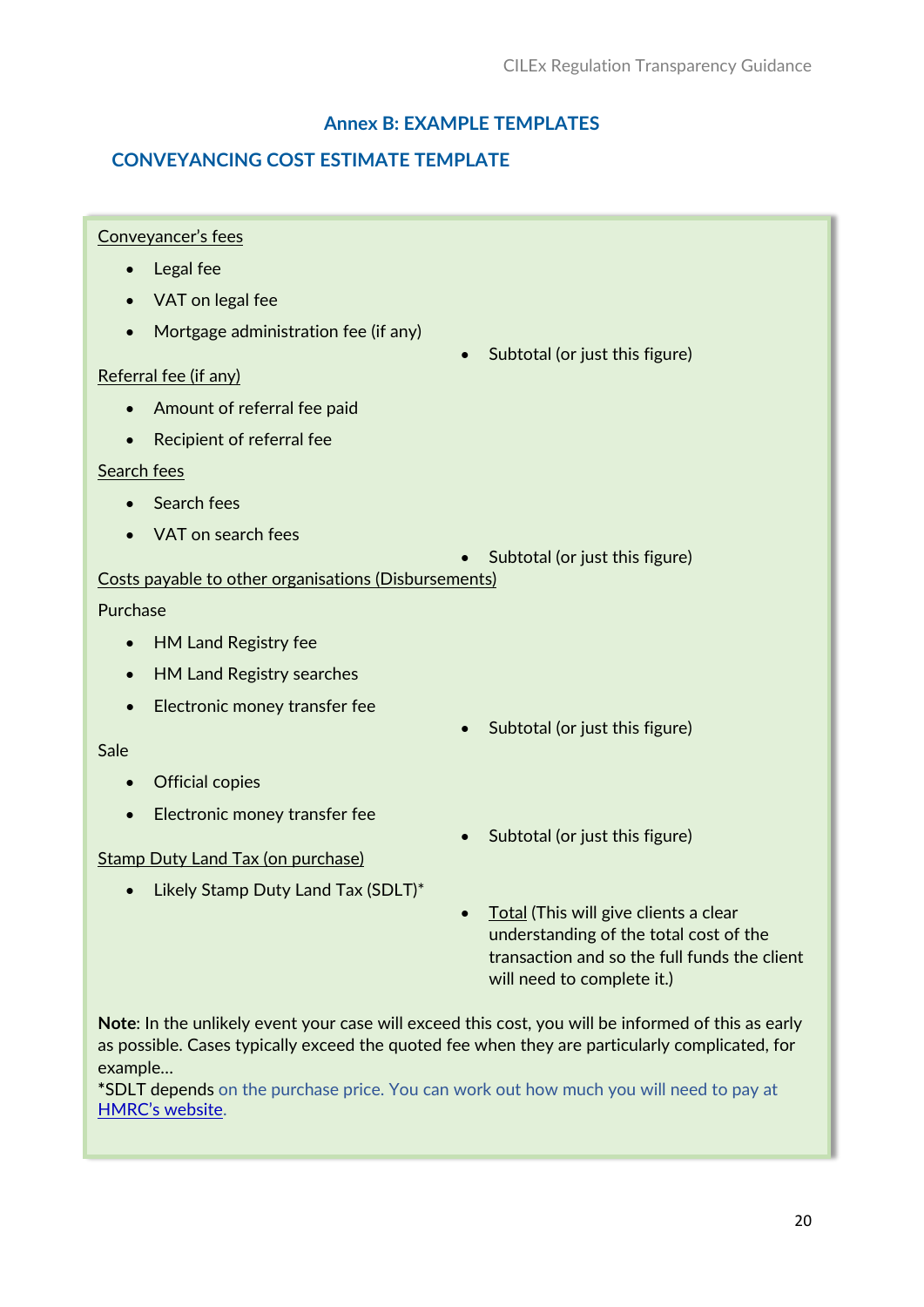## Annex B: EXAMPLE TEMPLATES

### CONVEYANCING COST ESTIMATE TEMPLATE

Conveyancer's fees

- Legal fee
- VAT on legal fee
- Mortgage administration fee (if any)
  - Subtotal (or just this figure)

Referral fee (if any)

- Amount of referral fee paid
- Recipient of referral fee

Search fees

- Search fees
- VAT on search fees
  - Subtotal (or just this figure)

Costs payable to other organisations (Disbursements)

Purchase

- HM Land Registry fee
- HM Land Registry searches
- Electronic money transfer fee
  - Subtotal (or just this figure)

Sale

- Official copies
- Electronic money transfer fee
  - Subtotal (or just this figure)

Stamp Duty Land Tax (on purchase)

- Likely Stamp Duty Land Tax (SDLT)*
  - Total (This will give clients a clear understanding of the total cost of the transaction and so the full funds the client will need to complete it.)

**Note**: In the unlikely event your case will exceed this cost, you will be informed of this as early as possible. Cases typically exceed the quoted fee when they are particularly complicated, for example…

*SDLT depends on the purchase price. You can work out how much you will need to pay at HMRC's website.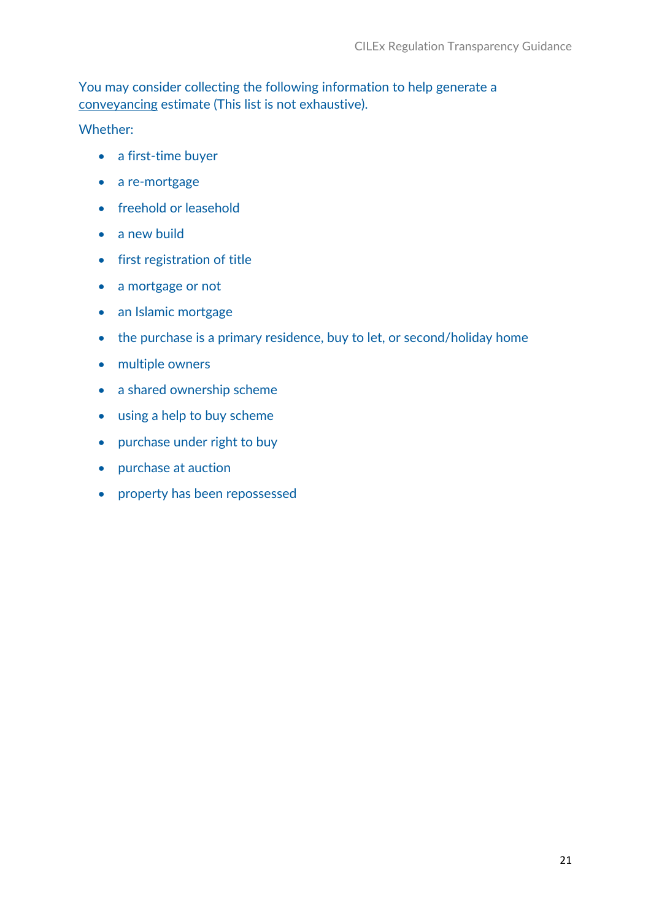You may consider collecting the following information to help generate a conveyancing estimate (This list is not exhaustive).

Whether:

- a first-time buyer
- a re-mortgage
- freehold or leasehold
- a new build
- first registration of title
- a mortgage or not
- an Islamic mortgage
- the purchase is a primary residence, buy to let, or second/holiday home
- multiple owners
- a shared ownership scheme
- using a help to buy scheme
- purchase under right to buy
- purchase at auction
- property has been repossessed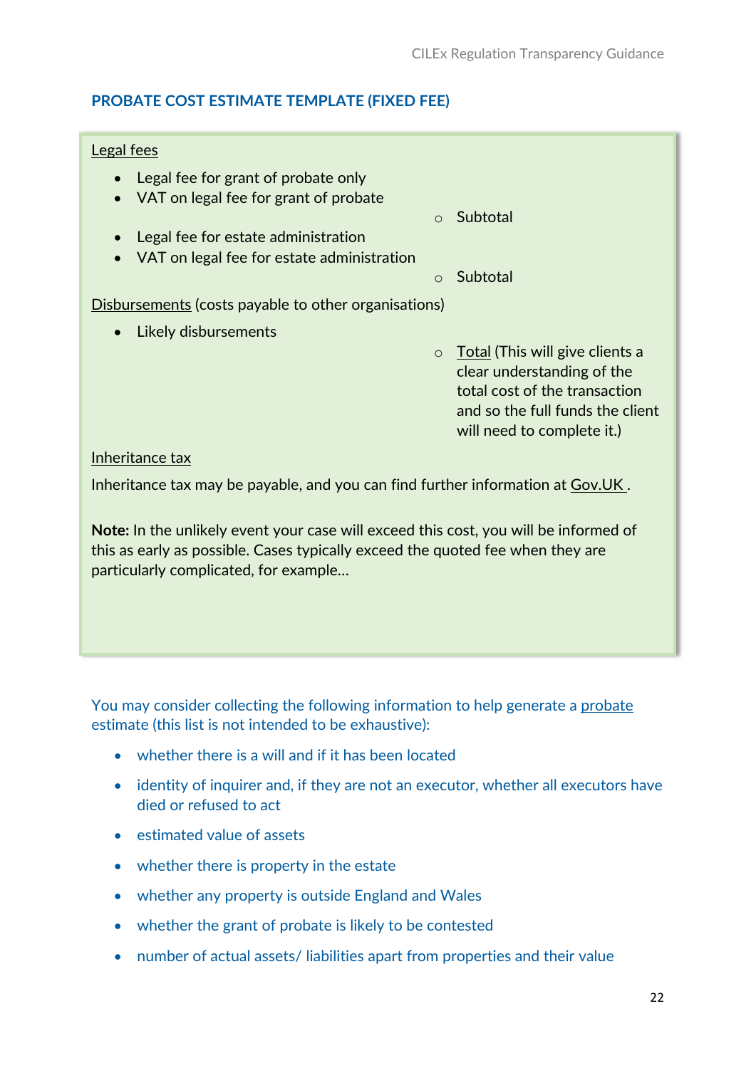## PROBATE COST ESTIMATE TEMPLATE (FIXED FEE)

Legal fees

- Legal fee for grant of probate only
- VAT on legal fee for grant of probate
    - Subtotal
- Legal fee for estate administration
- VAT on legal fee for estate administration
    - Subtotal

Disbursements (costs payable to other organisations)

- Likely disbursements
    - Total (This will give clients a clear understanding of the total cost of the transaction and so the full funds the client will need to complete it.)

Inheritance tax

Inheritance tax may be payable, and you can find further information at Gov.UK .

**Note:** In the unlikely event your case will exceed this cost, you will be informed of this as early as possible. Cases typically exceed the quoted fee when they are particularly complicated, for example…

You may consider collecting the following information to help generate a probate estimate (this list is not intended to be exhaustive):

- whether there is a will and if it has been located
- identity of inquirer and, if they are not an executor, whether all executors have died or refused to act
- estimated value of assets
- whether there is property in the estate
- whether any property is outside England and Wales
- whether the grant of probate is likely to be contested
- number of actual assets/ liabilities apart from properties and their value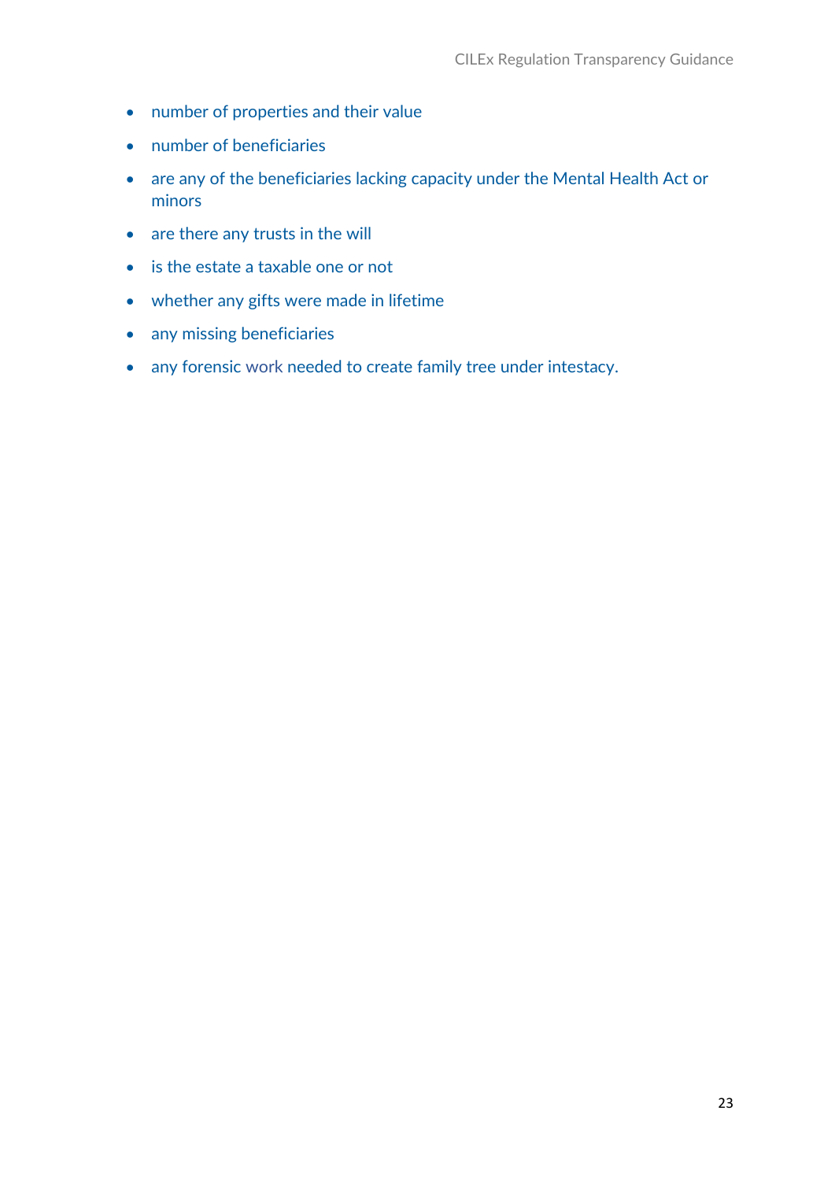- number of properties and their value
- number of beneficiaries
- are any of the beneficiaries lacking capacity under the Mental Health Act or minors
- are there any trusts in the will
- is the estate a taxable one or not
- whether any gifts were made in lifetime
- any missing beneficiaries
- any forensic work needed to create family tree under intestacy.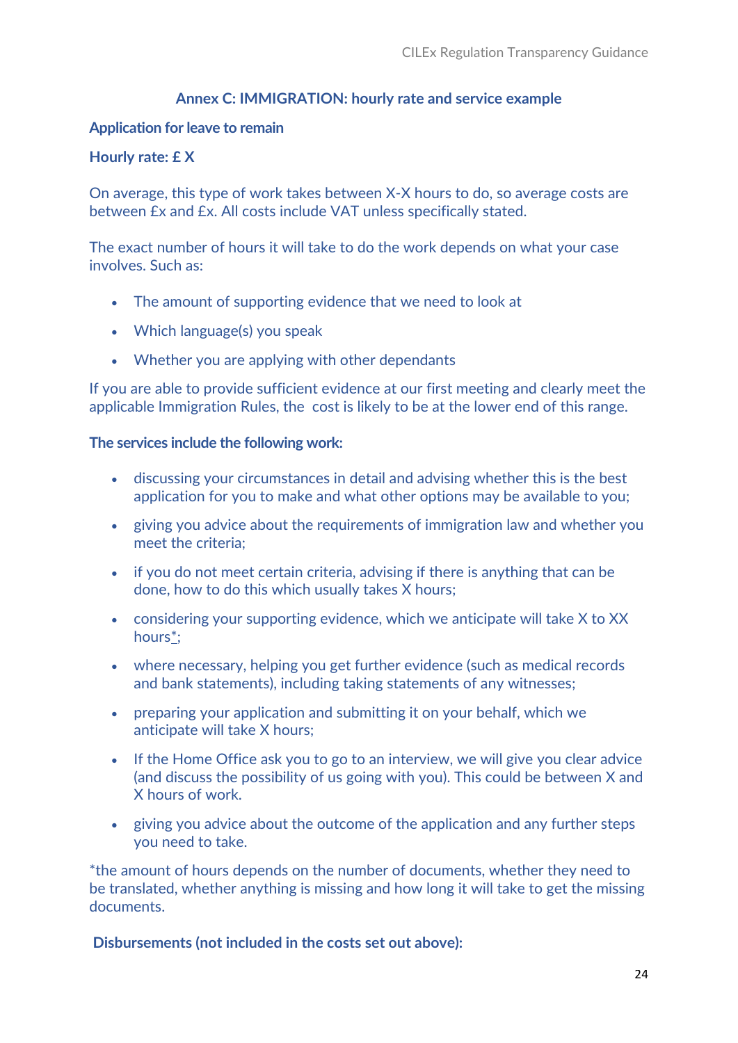## Annex C: IMMIGRATION: hourly rate and service example

**Application for leave to remain**

**Hourly rate: £ X**

On average, this type of work takes between X-X hours to do, so average costs are between £x and £x. All costs include VAT unless specifically stated.

The exact number of hours it will take to do the work depends on what your case involves. Such as:

- The amount of supporting evidence that we need to look at
- Which language(s) you speak
- Whether you are applying with other dependants

If you are able to provide sufficient evidence at our first meeting and clearly meet the applicable Immigration Rules, the cost is likely to be at the lower end of this range.

**The services include the following work:**

- discussing your circumstances in detail and advising whether this is the best application for you to make and what other options may be available to you;
- giving you advice about the requirements of immigration law and whether you meet the criteria;
- if you do not meet certain criteria, advising if there is anything that can be done, how to do this which usually takes X hours;
- considering your supporting evidence, which we anticipate will take X to XX hours*;
- where necessary, helping you get further evidence (such as medical records and bank statements), including taking statements of any witnesses;
- preparing your application and submitting it on your behalf, which we anticipate will take X hours;
- If the Home Office ask you to go to an interview, we will give you clear advice (and discuss the possibility of us going with you). This could be between X and X hours of work.
- giving you advice about the outcome of the application and any further steps you need to take.

*the amount of hours depends on the number of documents, whether they need to be translated, whether anything is missing and how long it will take to get the missing documents.

**Disbursements (not included in the costs set out above):**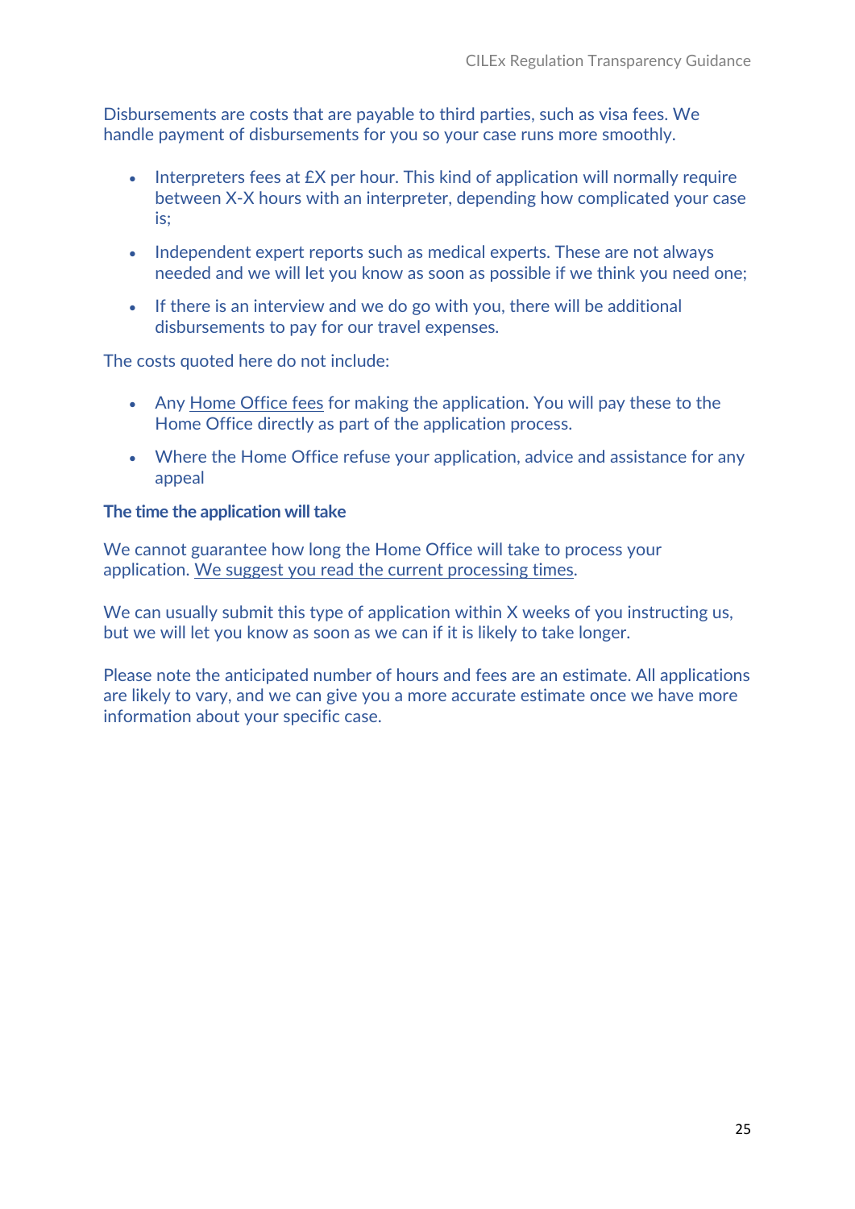Disbursements are costs that are payable to third parties, such as visa fees. We handle payment of disbursements for you so your case runs more smoothly.

- Interpreters fees at £X per hour. This kind of application will normally require between X-X hours with an interpreter, depending how complicated your case is;
- Independent expert reports such as medical experts. These are not always needed and we will let you know as soon as possible if we think you need one;
- If there is an interview and we do go with you, there will be additional disbursements to pay for our travel expenses.

The costs quoted here do not include:

- Any Home Office fees for making the application. You will pay these to the Home Office directly as part of the application process.
- Where the Home Office refuse your application, advice and assistance for any appeal

**The time the application will take**

We cannot guarantee how long the Home Office will take to process your application. We suggest you read the current processing times.

We can usually submit this type of application within X weeks of you instructing us, but we will let you know as soon as we can if it is likely to take longer.

Please note the anticipated number of hours and fees are an estimate. All applications are likely to vary, and we can give you a more accurate estimate once we have more information about your specific case.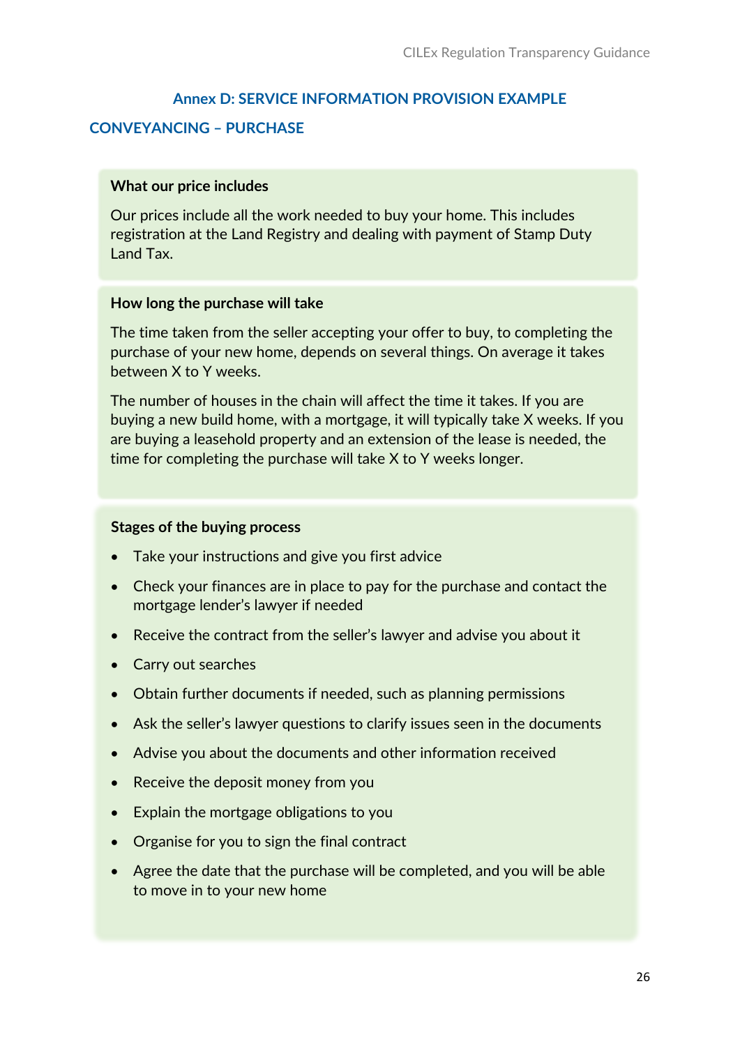## Annex D: SERVICE INFORMATION PROVISION EXAMPLE

### CONVEYANCING – PURCHASE

**What our price includes**

Our prices include all the work needed to buy your home. This includes registration at the Land Registry and dealing with payment of Stamp Duty Land Tax.

**How long the purchase will take**

The time taken from the seller accepting your offer to buy, to completing the purchase of your new home, depends on several things. On average it takes between X to Y weeks.

The number of houses in the chain will affect the time it takes. If you are buying a new build home, with a mortgage, it will typically take X weeks. If you are buying a leasehold property and an extension of the lease is needed, the time for completing the purchase will take X to Y weeks longer.

**Stages of the buying process**

- Take your instructions and give you first advice
- Check your finances are in place to pay for the purchase and contact the mortgage lender's lawyer if needed
- Receive the contract from the seller's lawyer and advise you about it
- Carry out searches
- Obtain further documents if needed, such as planning permissions
- Ask the seller's lawyer questions to clarify issues seen in the documents
- Advise you about the documents and other information received
- Receive the deposit money from you
- Explain the mortgage obligations to you
- Organise for you to sign the final contract
- Agree the date that the purchase will be completed, and you will be able to move in to your new home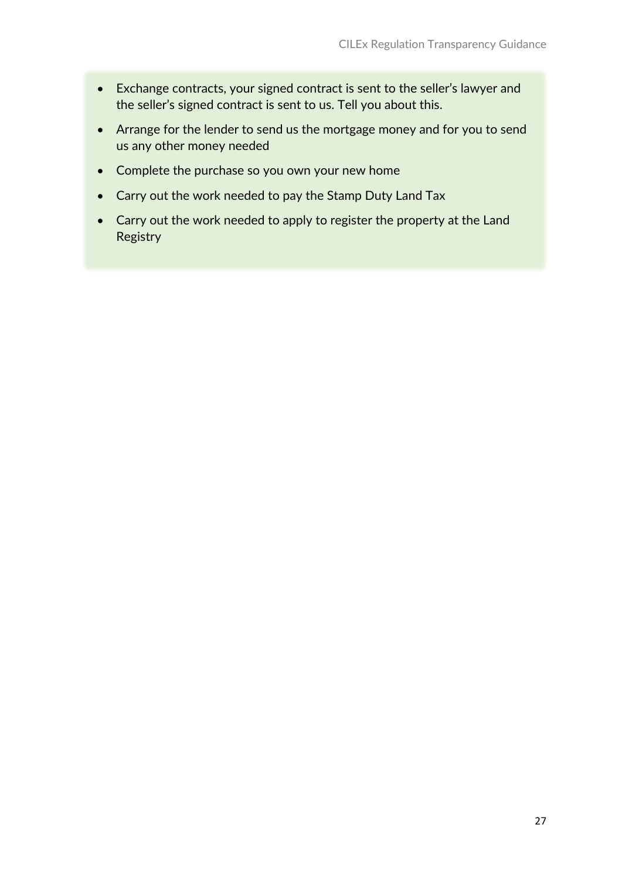- Exchange contracts, your signed contract is sent to the seller's lawyer and the seller's signed contract is sent to us. Tell you about this.
- Arrange for the lender to send us the mortgage money and for you to send us any other money needed
- Complete the purchase so you own your new home
- Carry out the work needed to pay the Stamp Duty Land Tax
- Carry out the work needed to apply to register the property at the Land Registry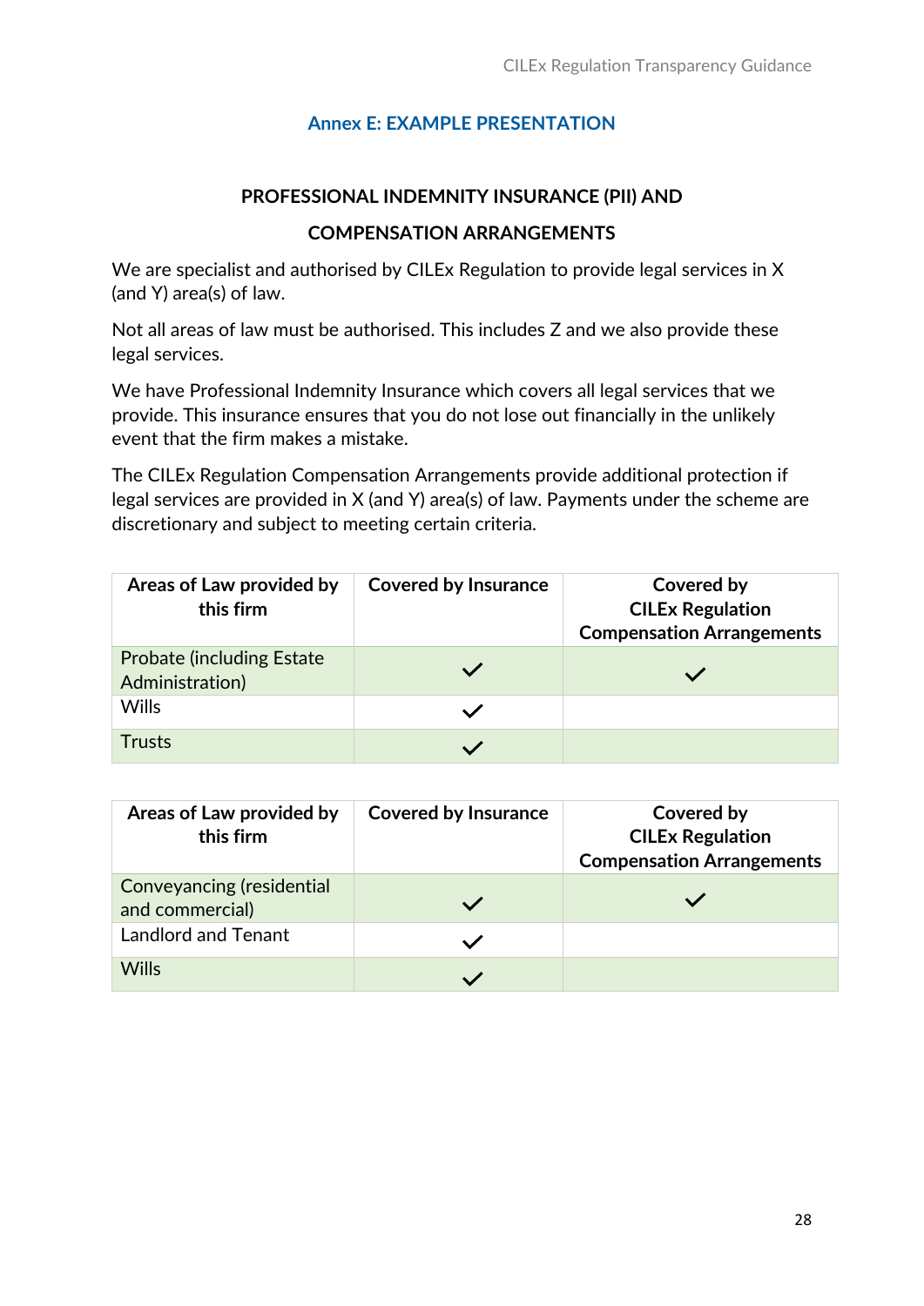## Annex E: EXAMPLE PRESENTATION

### PROFESSIONAL INDEMNITY INSURANCE (PII) AND COMPENSATION ARRANGEMENTS

We are specialist and authorised by CILEx Regulation to provide legal services in X (and Y) area(s) of law.

Not all areas of law must be authorised. This includes Z and we also provide these legal services.

We have Professional Indemnity Insurance which covers all legal services that we provide. This insurance ensures that you do not lose out financially in the unlikely event that the firm makes a mistake.

The CILEx Regulation Compensation Arrangements provide additional protection if legal services are provided in X (and Y) area(s) of law. Payments under the scheme are discretionary and subject to meeting certain criteria.

| Areas of Law provided by this firm | Covered by Insurance | Covered by CILEx Regulation Compensation Arrangements |
|---|---|---|
| Probate (including Estate Administration) | ✓ | ✓ |
| Wills | ✓ | |
| Trusts | ✓ | |

| Areas of Law provided by this firm | Covered by Insurance | Covered by CILEx Regulation Compensation Arrangements |
|---|---|---|
| Conveyancing (residential and commercial) | ✓ | ✓ |
| Landlord and Tenant | ✓ | |
| Wills | ✓ | |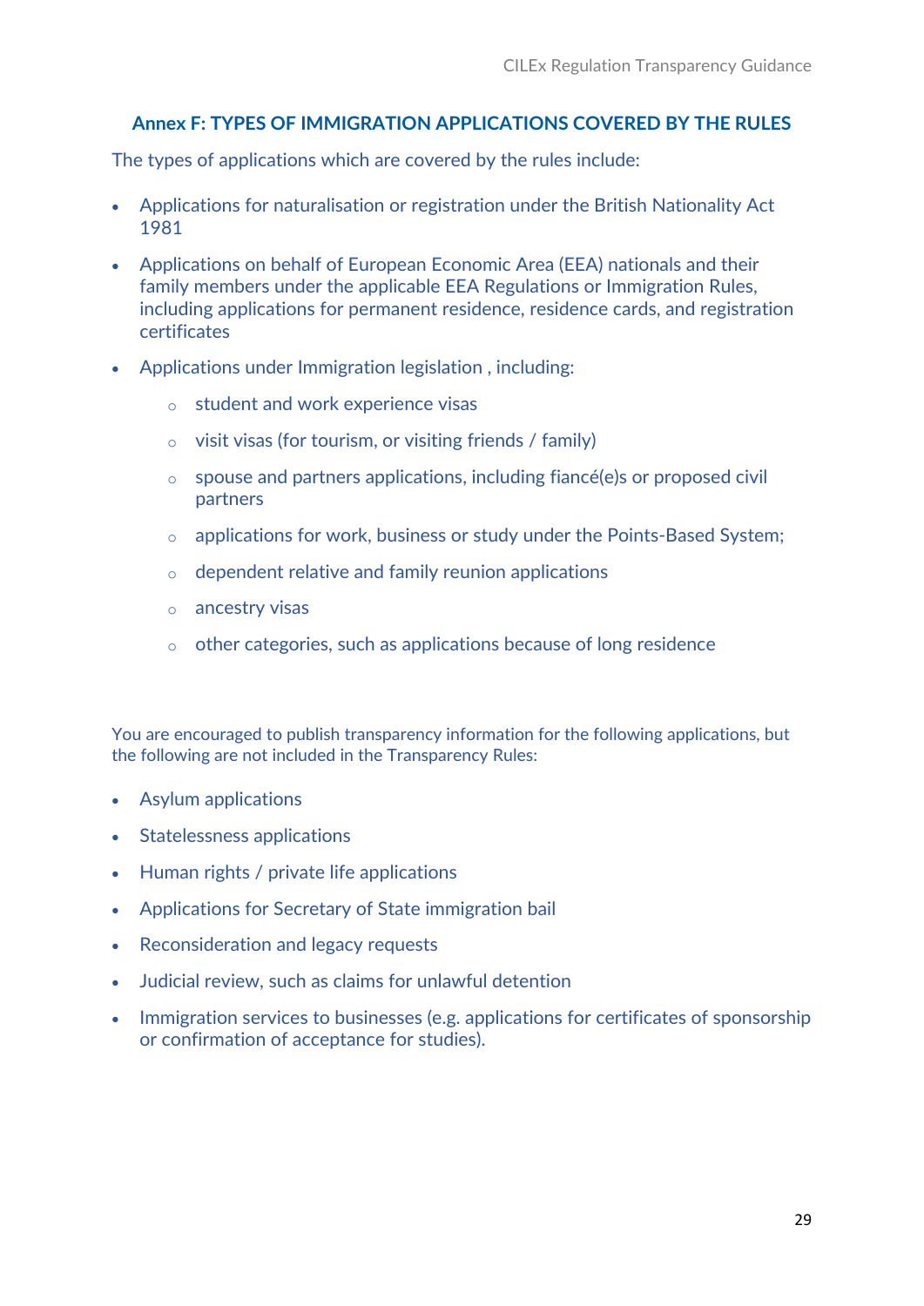## Annex F: TYPES OF IMMIGRATION APPLICATIONS COVERED BY THE RULES

The types of applications which are covered by the rules include:

- Applications for naturalisation or registration under the British Nationality Act 1981
- Applications on behalf of European Economic Area (EEA) nationals and their family members under the applicable EEA Regulations or Immigration Rules, including applications for permanent residence, residence cards, and registration certificates
- Applications under Immigration legislation , including:
  - student and work experience visas
  - visit visas (for tourism, or visiting friends / family)
  - spouse and partners applications, including fiancé(e)s or proposed civil partners
  - applications for work, business or study under the Points-Based System;
  - dependent relative and family reunion applications
  - ancestry visas
  - other categories, such as applications because of long residence

You are encouraged to publish transparency information for the following applications, but the following are not included in the Transparency Rules:

- Asylum applications
- Statelessness applications
- Human rights / private life applications
- Applications for Secretary of State immigration bail
- Reconsideration and legacy requests
- Judicial review, such as claims for unlawful detention
- Immigration services to businesses (e.g. applications for certificates of sponsorship or confirmation of acceptance for studies).